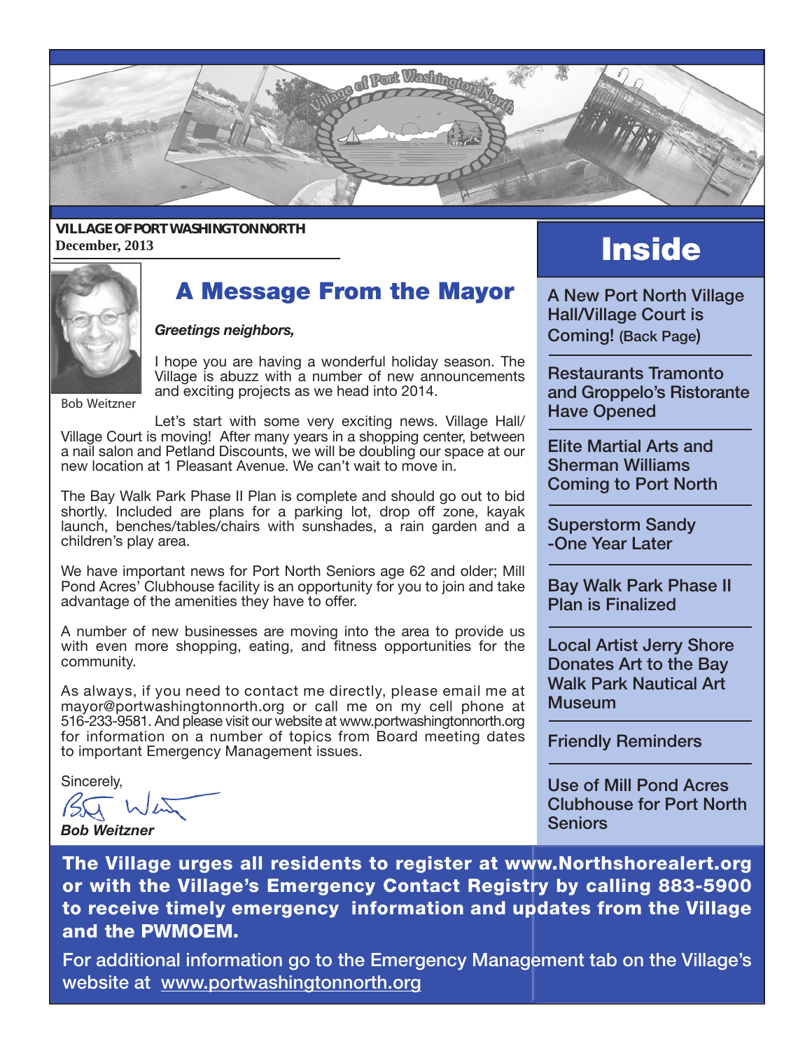VILLAGE OF PORT WASHINGTON NORTH
December, 2013

# A Message From the Mayor

Bob Weitzner

***Greetings neighbors,***

I hope you are having a wonderful holiday season. The Village is abuzz with a number of new announcements and exciting projects as we head into 2014.

Let's start with some very exciting news. Village Hall/ Village Court is moving! After many years in a shopping center, between a nail salon and Petland Discounts, we will be doubling our space at our new location at 1 Pleasant Avenue. We can't wait to move in.

The Bay Walk Park Phase II Plan is complete and should go out to bid shortly. Included are plans for a parking lot, drop off zone, kayak launch, benches/tables/chairs with sunshades, a rain garden and a children's play area.

We have important news for Port North Seniors age 62 and older; Mill Pond Acres' Clubhouse facility is an opportunity for you to join and take advantage of the amenities they have to offer.

A number of new businesses are moving into the area to provide us with even more shopping, eating, and fitness opportunities for the community.

As always, if you need to contact me directly, please email me at mayor@portwashingtonnorth.org or call me on my cell phone at 516-233-9581. And please visit our website at www.portwashingtonnorth.org for information on a number of topics from Board meeting dates to important Emergency Management issues.

Sincerely,

***Bob Weitzner***

# Inside

- A New Port North Village Hall/Village Court is Coming! (Back Page)
- Restaurants Tramonto and Groppelo's Ristorante Have Opened
- Elite Martial Arts and Sherman Williams Coming to Port North
- Superstorm Sandy -One Year Later
- Bay Walk Park Phase II Plan is Finalized
- Local Artist Jerry Shore Donates Art to the Bay Walk Park Nautical Art Museum
- Friendly Reminders
- Use of Mill Pond Acres Clubhouse for Port North Seniors

**The Village urges all residents to register at www.Northshorealert.org or with the Village's Emergency Contact Registry by calling 883-5900 to receive timely emergency information and updates from the Village and the PWMOEM.**

For additional information go to the Emergency Management tab on the Village's website at www.portwashingtonnorth.org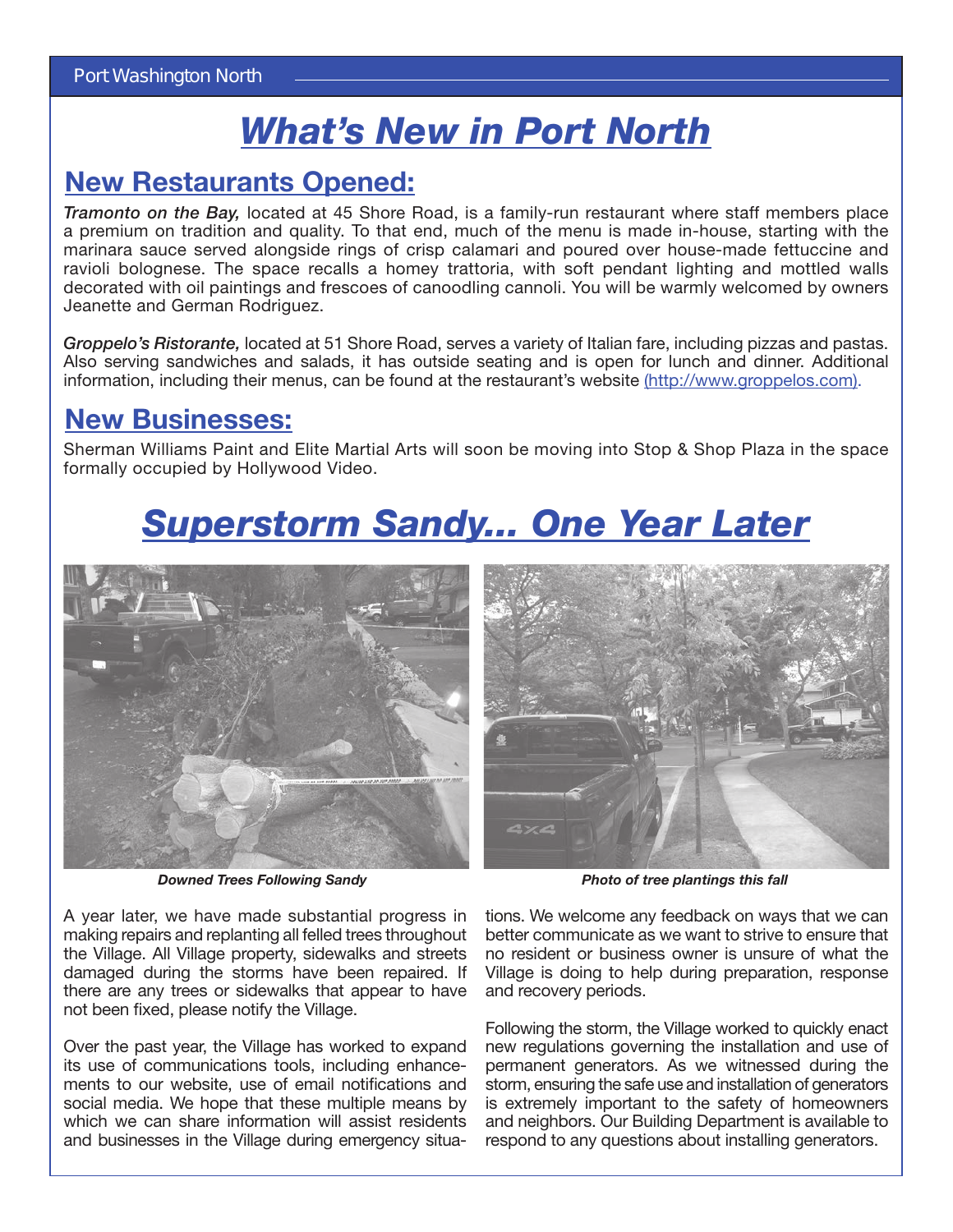# *What's New in Port North*

## New Restaurants Opened:

***Tramonto on the Bay,*** located at 45 Shore Road, is a family-run restaurant where staff members place a premium on tradition and quality. To that end, much of the menu is made in-house, starting with the marinara sauce served alongside rings of crisp calamari and poured over house-made fettuccine and ravioli bolognese. The space recalls a homey trattoria, with soft pendant lighting and mottled walls decorated with oil paintings and frescoes of canoodling cannoli. You will be warmly welcomed by owners Jeanette and German Rodriguez.

***Groppelo's Ristorante,*** located at 51 Shore Road, serves a variety of Italian fare, including pizzas and pastas. Also serving sandwiches and salads, it has outside seating and is open for lunch and dinner. Additional information, including their menus, can be found at the restaurant's website (http://www.groppelos.com).

## New Businesses:

Sherman Williams Paint and Elite Martial Arts will soon be moving into Stop & Shop Plaza in the space formally occupied by Hollywood Video.

# *Superstorm Sandy... One Year Later*

***Downed Trees Following Sandy***

***Photo of tree plantings this fall***

A year later, we have made substantial progress in making repairs and replanting all felled trees throughout the Village. All Village property, sidewalks and streets damaged during the storms have been repaired. If there are any trees or sidewalks that appear to have not been fixed, please notify the Village.

Over the past year, the Village has worked to expand its use of communications tools, including enhancements to our website, use of email notifications and social media. We hope that these multiple means by which we can share information will assist residents and businesses in the Village during emergency situations. We welcome any feedback on ways that we can better communicate as we want to strive to ensure that no resident or business owner is unsure of what the Village is doing to help during preparation, response and recovery periods.

Following the storm, the Village worked to quickly enact new regulations governing the installation and use of permanent generators. As we witnessed during the storm, ensuring the safe use and installation of generators is extremely important to the safety of homeowners and neighbors. Our Building Department is available to respond to any questions about installing generators.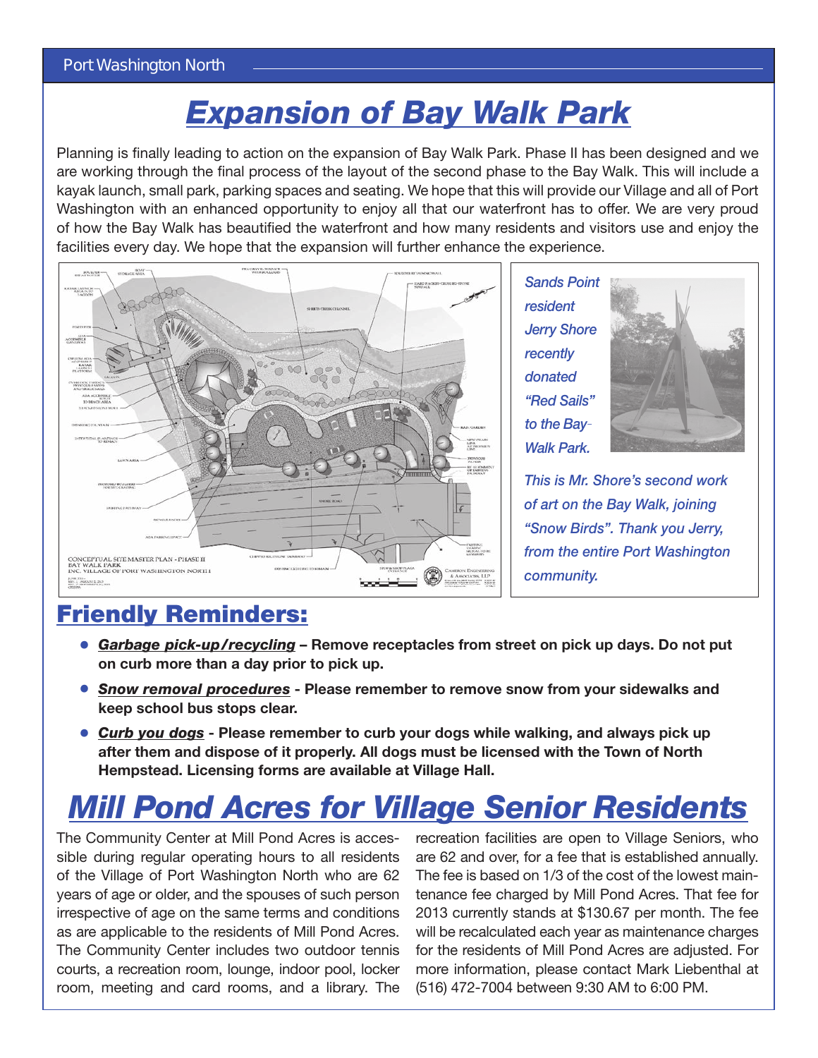# Expansion of Bay Walk Park

Planning is finally leading to action on the expansion of Bay Walk Park. Phase II has been designed and we are working through the final process of the layout of the second phase to the Bay Walk. This will include a kayak launch, small park, parking spaces and seating. We hope that this will provide our Village and all of Port Washington with an enhanced opportunity to enjoy all that our waterfront has to offer. We are very proud of how the Bay Walk has beautified the waterfront and how many residents and visitors use and enjoy the facilities every day. We hope that the expansion will further enhance the experience.

*Sands Point resident Jerry Shore recently donated "Red Sails" to the Bay-Walk Park.*

*This is Mr. Shore's second work of art on the Bay Walk, joining "Snow Birds". Thank you Jerry, from the entire Port Washington community.*

## Friendly Reminders:

- ***Garbage pick-up/recycling*** **– Remove receptacles from street on pick up days. Do not put on curb more than a day prior to pick up.**
- ***Snow removal procedures*** **- Please remember to remove snow from your sidewalks and keep school bus stops clear.**
- ***Curb you dogs*** **- Please remember to curb your dogs while walking, and always pick up after them and dispose of it properly. All dogs must be licensed with the Town of North Hempstead. Licensing forms are available at Village Hall.**

# Mill Pond Acres for Village Senior Residents

The Community Center at Mill Pond Acres is accessible during regular operating hours to all residents of the Village of Port Washington North who are 62 years of age or older, and the spouses of such person irrespective of age on the same terms and conditions as are applicable to the residents of Mill Pond Acres. The Community Center includes two outdoor tennis courts, a recreation room, lounge, indoor pool, locker room, meeting and card rooms, and a library. The recreation facilities are open to Village Seniors, who are 62 and over, for a fee that is established annually. The fee is based on 1/3 of the cost of the lowest maintenance fee charged by Mill Pond Acres. That fee for 2013 currently stands at $130.67 per month. The fee will be recalculated each year as maintenance charges for the residents of Mill Pond Acres are adjusted. For more information, please contact Mark Liebenthal at (516) 472-7004 between 9:30 AM to 6:00 PM.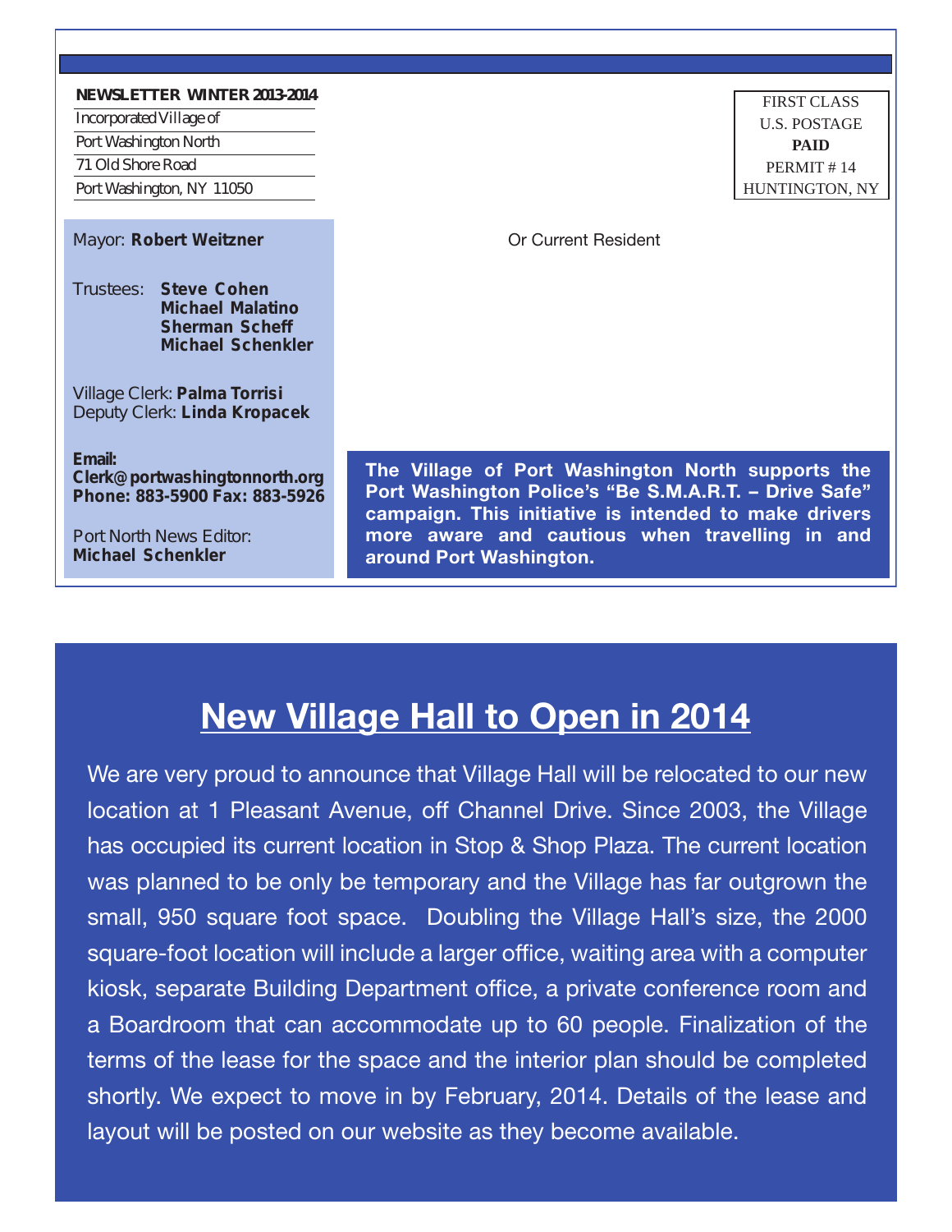**NEWSLETTER WINTER 2013-2014**

Incorporated Village of

Port Washington North

71 Old Shore Road

Port Washington, NY 11050

FIRST CLASS
U.S. POSTAGE
**PAID**
PERMIT # 14
HUNTINGTON, NY

Mayor: **Robert Weitzner**

Trustees: **Steve Cohen**
**Michael Malatino**
**Sherman Scheff**
**Michael Schenkler**

Village Clerk: **Palma Torrisi**
Deputy Clerk: **Linda Kropacek**

**Email:**
**Clerk@portwashingtonnorth.org**
**Phone: 883-5900 Fax: 883-5926**

Port North News Editor:
**Michael Schenkler**

Or Current Resident

**The Village of Port Washington North supports the Port Washington Police's "Be S.M.A.R.T. – Drive Safe" campaign. This initiative is intended to make drivers more aware and cautious when travelling in and around Port Washington.**

# New Village Hall to Open in 2014

We are very proud to announce that Village Hall will be relocated to our new location at 1 Pleasant Avenue, off Channel Drive. Since 2003, the Village has occupied its current location in Stop & Shop Plaza. The current location was planned to be only be temporary and the Village has far outgrown the small, 950 square foot space. Doubling the Village Hall's size, the 2000 square-foot location will include a larger office, waiting area with a computer kiosk, separate Building Department office, a private conference room and a Boardroom that can accommodate up to 60 people. Finalization of the terms of the lease for the space and the interior plan should be completed shortly. We expect to move in by February, 2014. Details of the lease and layout will be posted on our website as they become available.